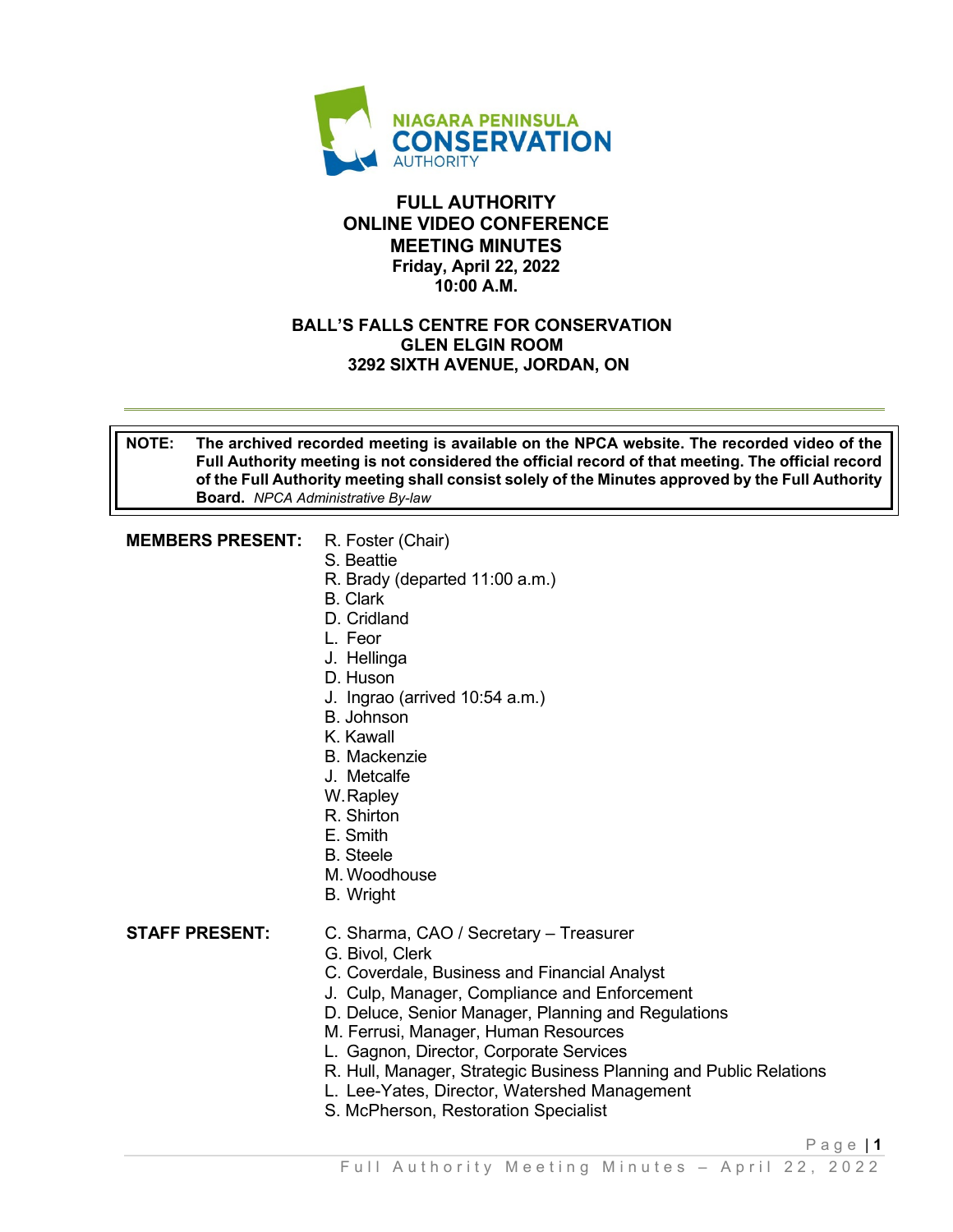NIAGARA PENINSULA CONSERVATION AUTHORITY

# FULL AUTHORITY ONLINE VIDEO CONFERENCE MEETING MINUTES

**Friday, April 22, 2022**
**10:00 A.M.**

**BALL'S FALLS CENTRE FOR CONSERVATION**
**GLEN ELGIN ROOM**
**3292 SIXTH AVENUE, JORDAN, ON**

---

> **NOTE:** **The archived recorded meeting is available on the NPCA website. The recorded video of the Full Authority meeting is not considered the official record of that meeting. The official record of the Full Authority meeting shall consist solely of the Minutes approved by the Full Authority Board.** *NPCA Administrative By-law*

**MEMBERS PRESENT:**

- R. Foster (Chair)
- S. Beattie
- R. Brady (departed 11:00 a.m.)
- B. Clark
- D. Cridland
- L. Feor
- J. Hellinga
- D. Huson
- J. Ingrao (arrived 10:54 a.m.)
- B. Johnson
- K. Kawall
- B. Mackenzie
- J. Metcalfe
- W. Rapley
- R. Shirton
- E. Smith
- B. Steele
- M. Woodhouse
- B. Wright

**STAFF PRESENT:**

- C. Sharma, CAO / Secretary – Treasurer
- G. Bivol, Clerk
- C. Coverdale, Business and Financial Analyst
- J. Culp, Manager, Compliance and Enforcement
- D. Deluce, Senior Manager, Planning and Regulations
- M. Ferrusi, Manager, Human Resources
- L. Gagnon, Director, Corporate Services
- R. Hull, Manager, Strategic Business Planning and Public Relations
- L. Lee-Yates, Director, Watershed Management
- S. McPherson, Restoration Specialist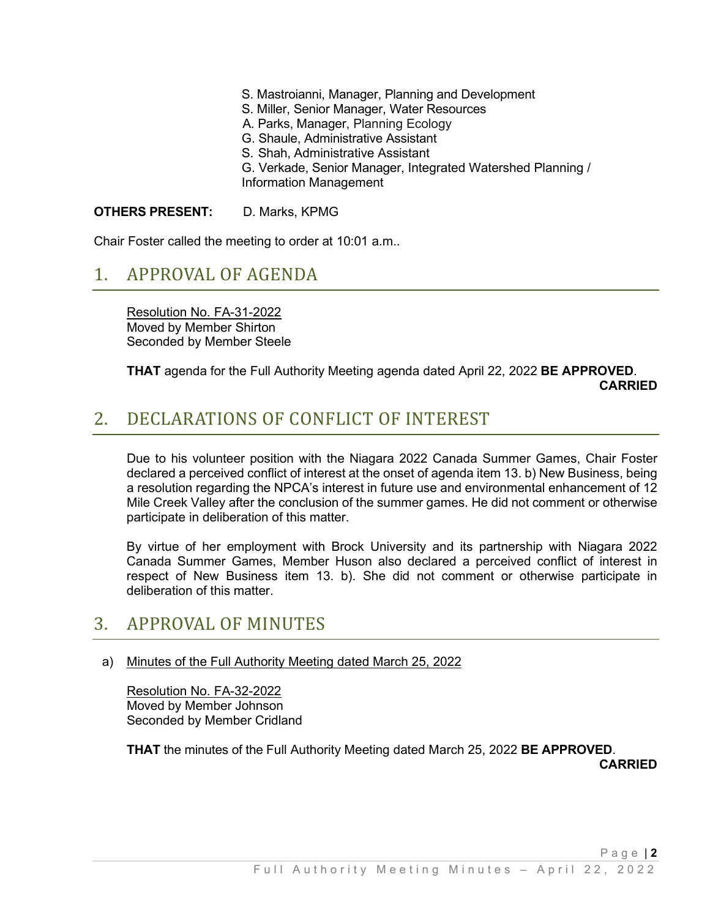S. Mastroianni, Manager, Planning and Development
S. Miller, Senior Manager, Water Resources
A. Parks, Manager, Planning Ecology
G. Shaule, Administrative Assistant
S. Shah, Administrative Assistant
G. Verkade, Senior Manager, Integrated Watershed Planning / Information Management

**OTHERS PRESENT:** D. Marks, KPMG

Chair Foster called the meeting to order at 10:01 a.m..

## 1. APPROVAL OF AGENDA

Resolution No. FA-31-2022
Moved by Member Shirton
Seconded by Member Steele

**THAT** agenda for the Full Authority Meeting agenda dated April 22, 2022 **BE APPROVED**.
**CARRIED**

## 2. DECLARATIONS OF CONFLICT OF INTEREST

Due to his volunteer position with the Niagara 2022 Canada Summer Games, Chair Foster declared a perceived conflict of interest at the onset of agenda item 13. b) New Business, being a resolution regarding the NPCA's interest in future use and environmental enhancement of 12 Mile Creek Valley after the conclusion of the summer games. He did not comment or otherwise participate in deliberation of this matter.

By virtue of her employment with Brock University and its partnership with Niagara 2022 Canada Summer Games, Member Huson also declared a perceived conflict of interest in respect of New Business item 13. b). She did not comment or otherwise participate in deliberation of this matter.

## 3. APPROVAL OF MINUTES

a) Minutes of the Full Authority Meeting dated March 25, 2022

Resolution No. FA-32-2022
Moved by Member Johnson
Seconded by Member Cridland

**THAT** the minutes of the Full Authority Meeting dated March 25, 2022 **BE APPROVED**.
**CARRIED**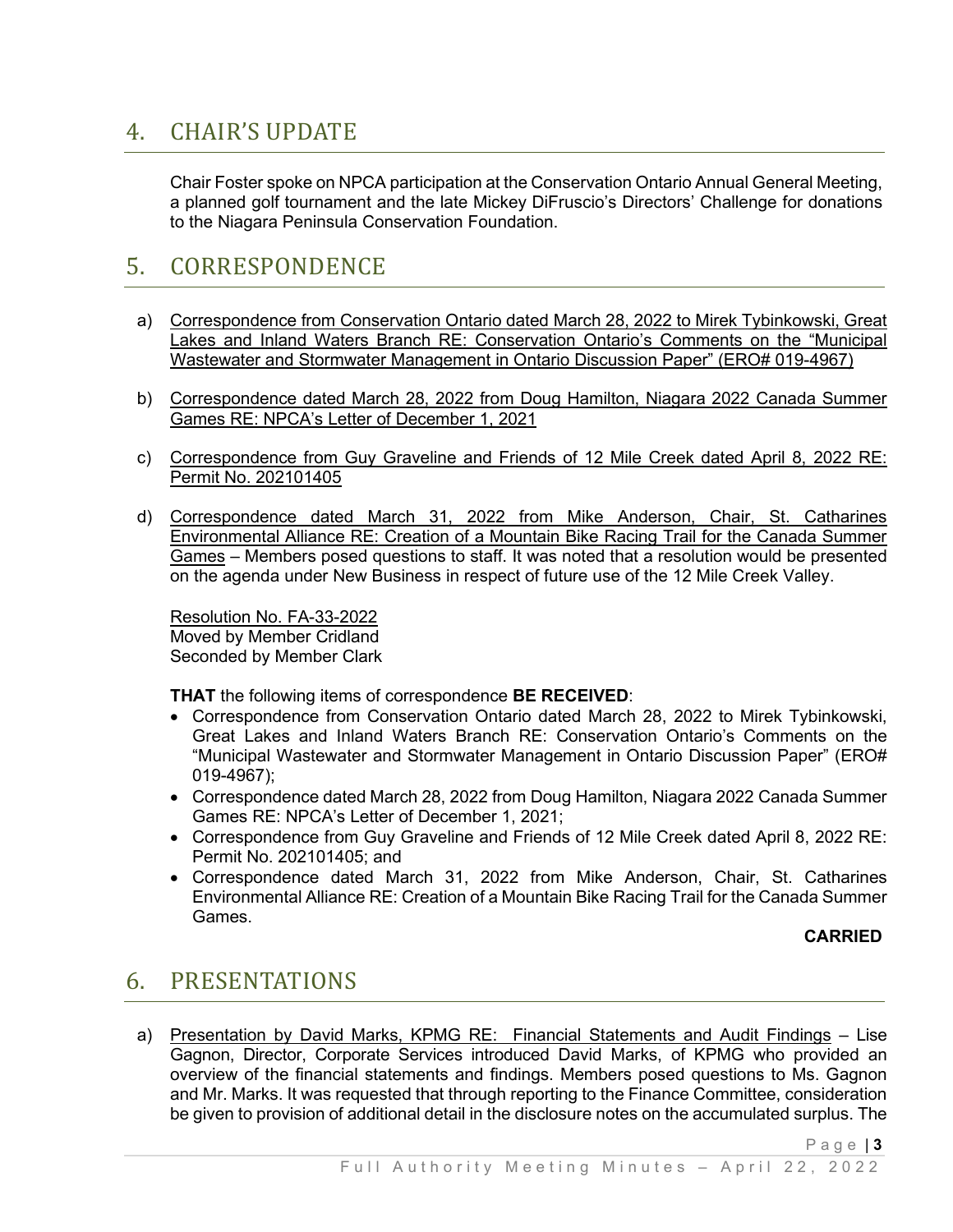# 4. CHAIR'S UPDATE

Chair Foster spoke on NPCA participation at the Conservation Ontario Annual General Meeting, a planned golf tournament and the late Mickey DiFruscio's Directors' Challenge for donations to the Niagara Peninsula Conservation Foundation.

# 5. CORRESPONDENCE

a) Correspondence from Conservation Ontario dated March 28, 2022 to Mirek Tybinkowski, Great Lakes and Inland Waters Branch RE: Conservation Ontario's Comments on the "Municipal Wastewater and Stormwater Management in Ontario Discussion Paper" (ERO# 019-4967)

b) Correspondence dated March 28, 2022 from Doug Hamilton, Niagara 2022 Canada Summer Games RE: NPCA's Letter of December 1, 2021

c) Correspondence from Guy Graveline and Friends of 12 Mile Creek dated April 8, 2022 RE: Permit No. 202101405

d) Correspondence dated March 31, 2022 from Mike Anderson, Chair, St. Catharines Environmental Alliance RE: Creation of a Mountain Bike Racing Trail for the Canada Summer Games – Members posed questions to staff. It was noted that a resolution would be presented on the agenda under New Business in respect of future use of the 12 Mile Creek Valley.

Resolution No. FA-33-2022
Moved by Member Cridland
Seconded by Member Clark

**THAT** the following items of correspondence **BE RECEIVED**:

- Correspondence from Conservation Ontario dated March 28, 2022 to Mirek Tybinkowski, Great Lakes and Inland Waters Branch RE: Conservation Ontario's Comments on the "Municipal Wastewater and Stormwater Management in Ontario Discussion Paper" (ERO# 019-4967);
- Correspondence dated March 28, 2022 from Doug Hamilton, Niagara 2022 Canada Summer Games RE: NPCA's Letter of December 1, 2021;
- Correspondence from Guy Graveline and Friends of 12 Mile Creek dated April 8, 2022 RE: Permit No. 202101405; and
- Correspondence dated March 31, 2022 from Mike Anderson, Chair, St. Catharines Environmental Alliance RE: Creation of a Mountain Bike Racing Trail for the Canada Summer Games.

**CARRIED**

# 6. PRESENTATIONS

a) Presentation by David Marks, KPMG RE: Financial Statements and Audit Findings – Lise Gagnon, Director, Corporate Services introduced David Marks, of KPMG who provided an overview of the financial statements and findings. Members posed questions to Ms. Gagnon and Mr. Marks. It was requested that through reporting to the Finance Committee, consideration be given to provision of additional detail in the disclosure notes on the accumulated surplus. The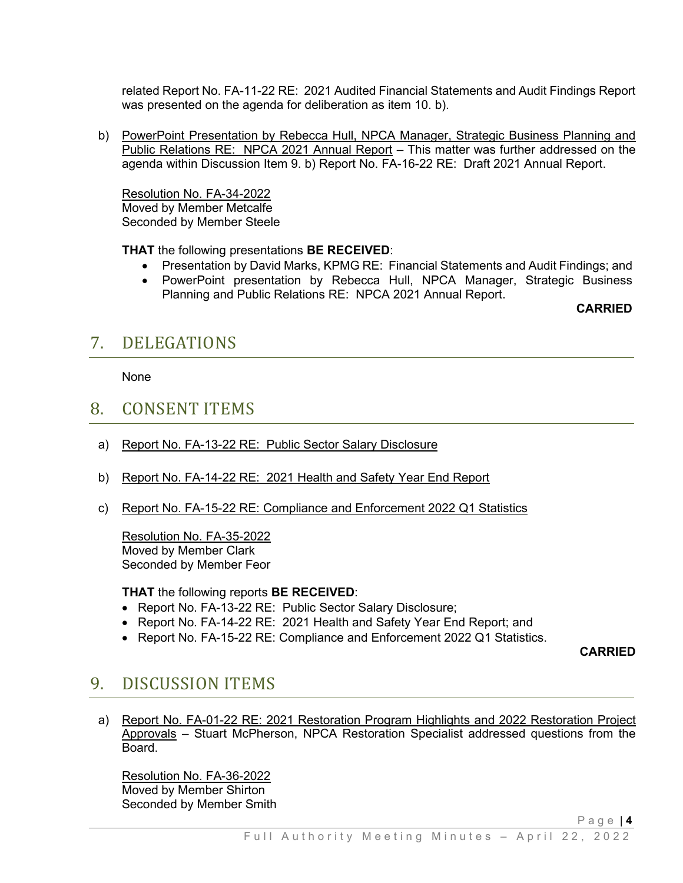related Report No. FA-11-22 RE: 2021 Audited Financial Statements and Audit Findings Report was presented on the agenda for deliberation as item 10. b).

b) PowerPoint Presentation by Rebecca Hull, NPCA Manager, Strategic Business Planning and Public Relations RE: NPCA 2021 Annual Report – This matter was further addressed on the agenda within Discussion Item 9. b) Report No. FA-16-22 RE: Draft 2021 Annual Report.

Resolution No. FA-34-2022
Moved by Member Metcalfe
Seconded by Member Steele

**THAT** the following presentations **BE RECEIVED**:

- Presentation by David Marks, KPMG RE: Financial Statements and Audit Findings; and
- PowerPoint presentation by Rebecca Hull, NPCA Manager, Strategic Business Planning and Public Relations RE: NPCA 2021 Annual Report.

**CARRIED**

# 7. DELEGATIONS

None

# 8. CONSENT ITEMS

a) Report No. FA-13-22 RE: Public Sector Salary Disclosure

b) Report No. FA-14-22 RE: 2021 Health and Safety Year End Report

c) Report No. FA-15-22 RE: Compliance and Enforcement 2022 Q1 Statistics

Resolution No. FA-35-2022
Moved by Member Clark
Seconded by Member Feor

**THAT** the following reports **BE RECEIVED**:

- Report No. FA-13-22 RE: Public Sector Salary Disclosure;
- Report No. FA-14-22 RE: 2021 Health and Safety Year End Report; and
- Report No. FA-15-22 RE: Compliance and Enforcement 2022 Q1 Statistics.

**CARRIED**

# 9. DISCUSSION ITEMS

a) Report No. FA-01-22 RE: 2021 Restoration Program Highlights and 2022 Restoration Project Approvals – Stuart McPherson, NPCA Restoration Specialist addressed questions from the Board.

Resolution No. FA-36-2022
Moved by Member Shirton
Seconded by Member Smith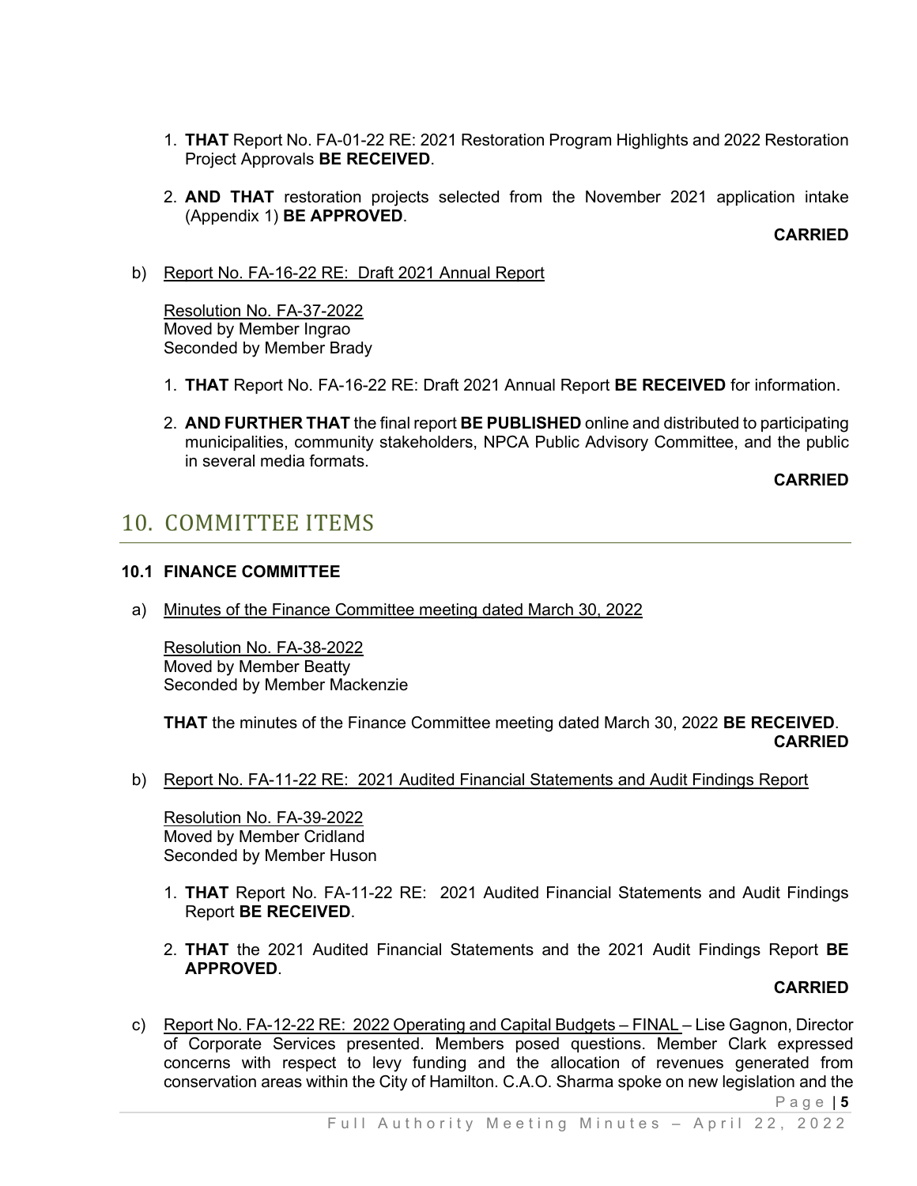1. **THAT** Report No. FA-01-22 RE: 2021 Restoration Program Highlights and 2022 Restoration Project Approvals **BE RECEIVED**.

2. **AND THAT** restoration projects selected from the November 2021 application intake (Appendix 1) **BE APPROVED**.

**CARRIED**

b) Report No. FA-16-22 RE: Draft 2021 Annual Report

Resolution No. FA-37-2022
Moved by Member Ingrao
Seconded by Member Brady

1. **THAT** Report No. FA-16-22 RE: Draft 2021 Annual Report **BE RECEIVED** for information.

2. **AND FURTHER THAT** the final report **BE PUBLISHED** online and distributed to participating municipalities, community stakeholders, NPCA Public Advisory Committee, and the public in several media formats.

**CARRIED**

# 10. COMMITTEE ITEMS

### 10.1 FINANCE COMMITTEE

a) Minutes of the Finance Committee meeting dated March 30, 2022

Resolution No. FA-38-2022
Moved by Member Beatty
Seconded by Member Mackenzie

**THAT** the minutes of the Finance Committee meeting dated March 30, 2022 **BE RECEIVED**.
**CARRIED**

b) Report No. FA-11-22 RE: 2021 Audited Financial Statements and Audit Findings Report

Resolution No. FA-39-2022
Moved by Member Cridland
Seconded by Member Huson

1. **THAT** Report No. FA-11-22 RE: 2021 Audited Financial Statements and Audit Findings Report **BE RECEIVED**.

2. **THAT** the 2021 Audited Financial Statements and the 2021 Audit Findings Report **BE APPROVED**.

**CARRIED**

c) Report No. FA-12-22 RE: 2022 Operating and Capital Budgets – FINAL – Lise Gagnon, Director of Corporate Services presented. Members posed questions. Member Clark expressed concerns with respect to levy funding and the allocation of revenues generated from conservation areas within the City of Hamilton. C.A.O. Sharma spoke on new legislation and the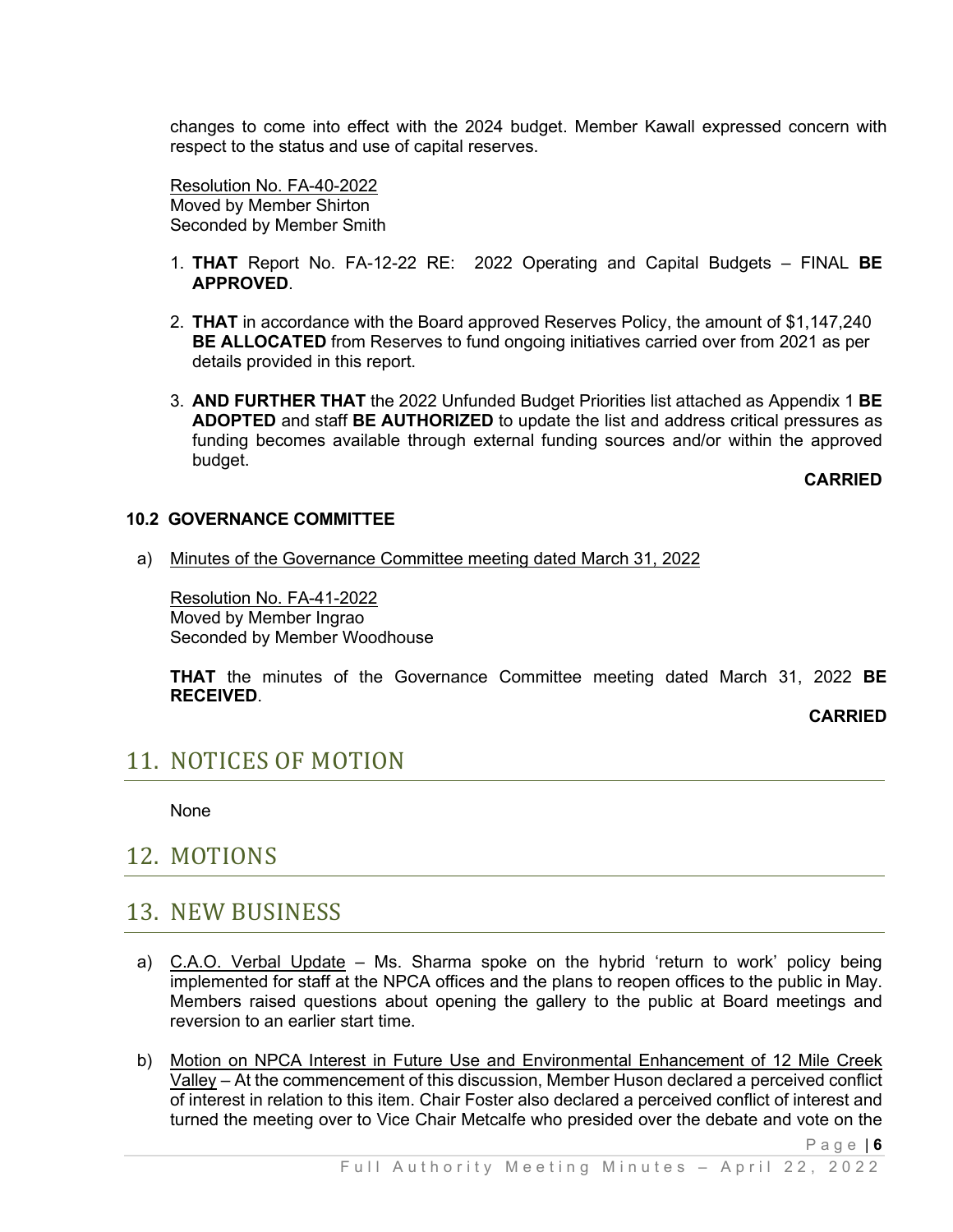changes to come into effect with the 2024 budget. Member Kawall expressed concern with respect to the status and use of capital reserves.

Resolution No. FA-40-2022
Moved by Member Shirton
Seconded by Member Smith

1. **THAT** Report No. FA-12-22 RE: 2022 Operating and Capital Budgets – FINAL **BE APPROVED**.

2. **THAT** in accordance with the Board approved Reserves Policy, the amount of $1,147,240 **BE ALLOCATED** from Reserves to fund ongoing initiatives carried over from 2021 as per details provided in this report.

3. **AND FURTHER THAT** the 2022 Unfunded Budget Priorities list attached as Appendix 1 **BE ADOPTED** and staff **BE AUTHORIZED** to update the list and address critical pressures as funding becomes available through external funding sources and/or within the approved budget.

**CARRIED**

### 10.2 GOVERNANCE COMMITTEE

a) Minutes of the Governance Committee meeting dated March 31, 2022

Resolution No. FA-41-2022
Moved by Member Ingrao
Seconded by Member Woodhouse

**THAT** the minutes of the Governance Committee meeting dated March 31, 2022 **BE RECEIVED**.

**CARRIED**

## 11. NOTICES OF MOTION

None

## 12. MOTIONS

## 13. NEW BUSINESS

a) C.A.O. Verbal Update – Ms. Sharma spoke on the hybrid 'return to work' policy being implemented for staff at the NPCA offices and the plans to reopen offices to the public in May. Members raised questions about opening the gallery to the public at Board meetings and reversion to an earlier start time.

b) Motion on NPCA Interest in Future Use and Environmental Enhancement of 12 Mile Creek Valley – At the commencement of this discussion, Member Huson declared a perceived conflict of interest in relation to this item. Chair Foster also declared a perceived conflict of interest and turned the meeting over to Vice Chair Metcalfe who presided over the debate and vote on the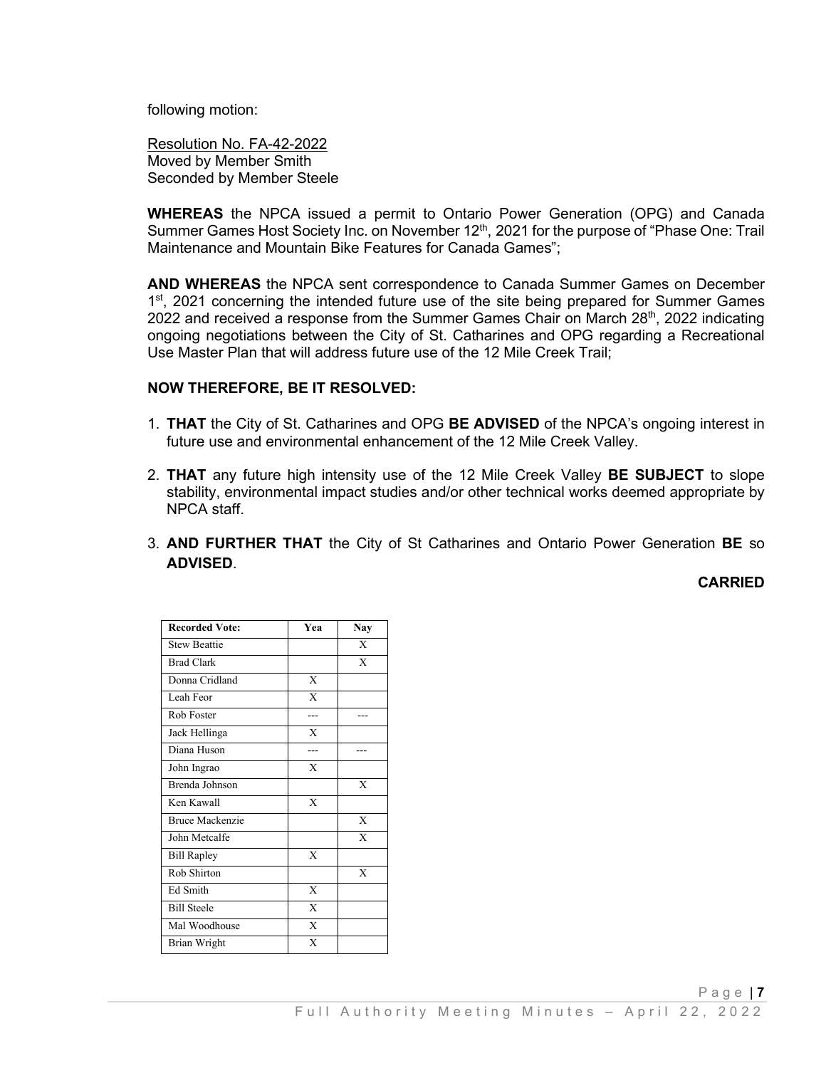following motion:

Resolution No. FA-42-2022
Moved by Member Smith
Seconded by Member Steele

**WHEREAS** the NPCA issued a permit to Ontario Power Generation (OPG) and Canada Summer Games Host Society Inc. on November 12th, 2021 for the purpose of "Phase One: Trail Maintenance and Mountain Bike Features for Canada Games";

**AND WHEREAS** the NPCA sent correspondence to Canada Summer Games on December 1st, 2021 concerning the intended future use of the site being prepared for Summer Games 2022 and received a response from the Summer Games Chair on March 28th, 2022 indicating ongoing negotiations between the City of St. Catharines and OPG regarding a Recreational Use Master Plan that will address future use of the 12 Mile Creek Trail;

**NOW THEREFORE, BE IT RESOLVED:**

1. **THAT** the City of St. Catharines and OPG **BE ADVISED** of the NPCA's ongoing interest in future use and environmental enhancement of the 12 Mile Creek Valley.
2. **THAT** any future high intensity use of the 12 Mile Creek Valley **BE SUBJECT** to slope stability, environmental impact studies and/or other technical works deemed appropriate by NPCA staff.
3. **AND FURTHER THAT** the City of St Catharines and Ontario Power Generation **BE** so **ADVISED**.

**CARRIED**

| Recorded Vote: | Yea | Nay |
|---|---|---|
| Stew Beattie | | X |
| Brad Clark | | X |
| Donna Cridland | X | |
| Leah Feor | X | |
| Rob Foster | --- | --- |
| Jack Hellinga | X | |
| Diana Huson | --- | --- |
| John Ingrao | X | |
| Brenda Johnson | | X |
| Ken Kawall | X | |
| Bruce Mackenzie | | X |
| John Metcalfe | | X |
| Bill Rapley | X | |
| Rob Shirton | | X |
| Ed Smith | X | |
| Bill Steele | X | |
| Mal Woodhouse | X | |
| Brian Wright | X | |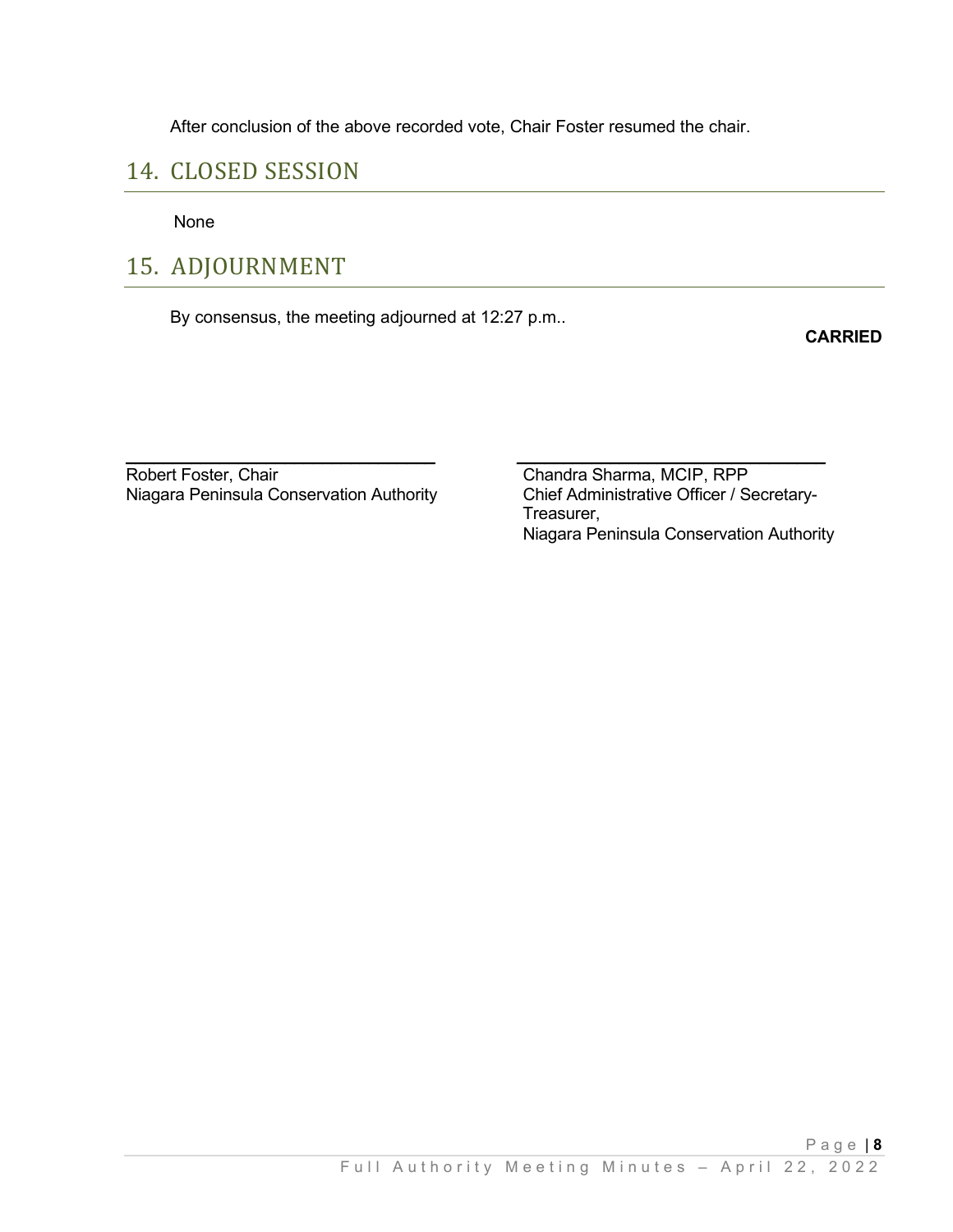After conclusion of the above recorded vote, Chair Foster resumed the chair.

## 14. CLOSED SESSION

None

## 15. ADJOURNMENT

By consensus, the meeting adjourned at 12:27 p.m..

**CARRIED**

Robert Foster, Chair
Niagara Peninsula Conservation Authority

Chandra Sharma, MCIP, RPP
Chief Administrative Officer / Secretary-Treasurer,
Niagara Peninsula Conservation Authority